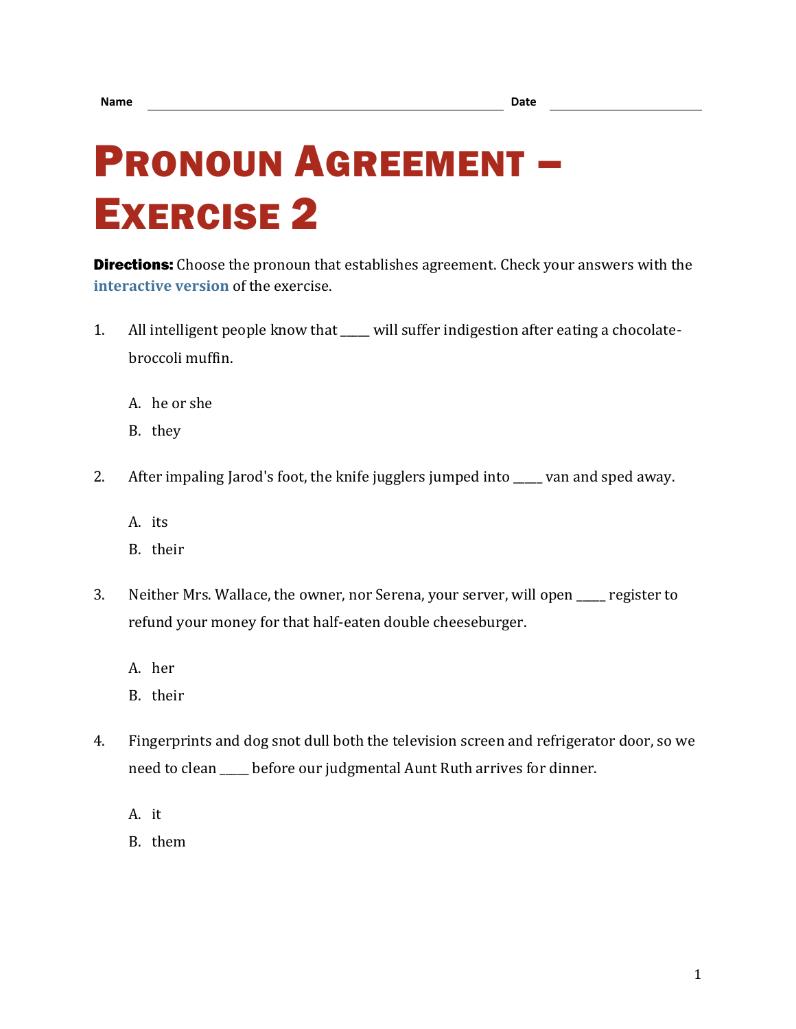Name ______________________________ Date ______________

# Pronoun Agreement – Exercise 2

**Directions:** Choose the pronoun that establishes agreement. Check your answers with the **interactive version** of the exercise.

1. All intelligent people know that _____ will suffer indigestion after eating a chocolate-broccoli muffin.

   A. he or she

   B. they

2. After impaling Jarod's foot, the knife jugglers jumped into _____ van and sped away.

   A. its

   B. their

3. Neither Mrs. Wallace, the owner, nor Serena, your server, will open _____ register to refund your money for that half-eaten double cheeseburger.

   A. her

   B. their

4. Fingerprints and dog snot dull both the television screen and refrigerator door, so we need to clean _____ before our judgmental Aunt Ruth arrives for dinner.

   A. it

   B. them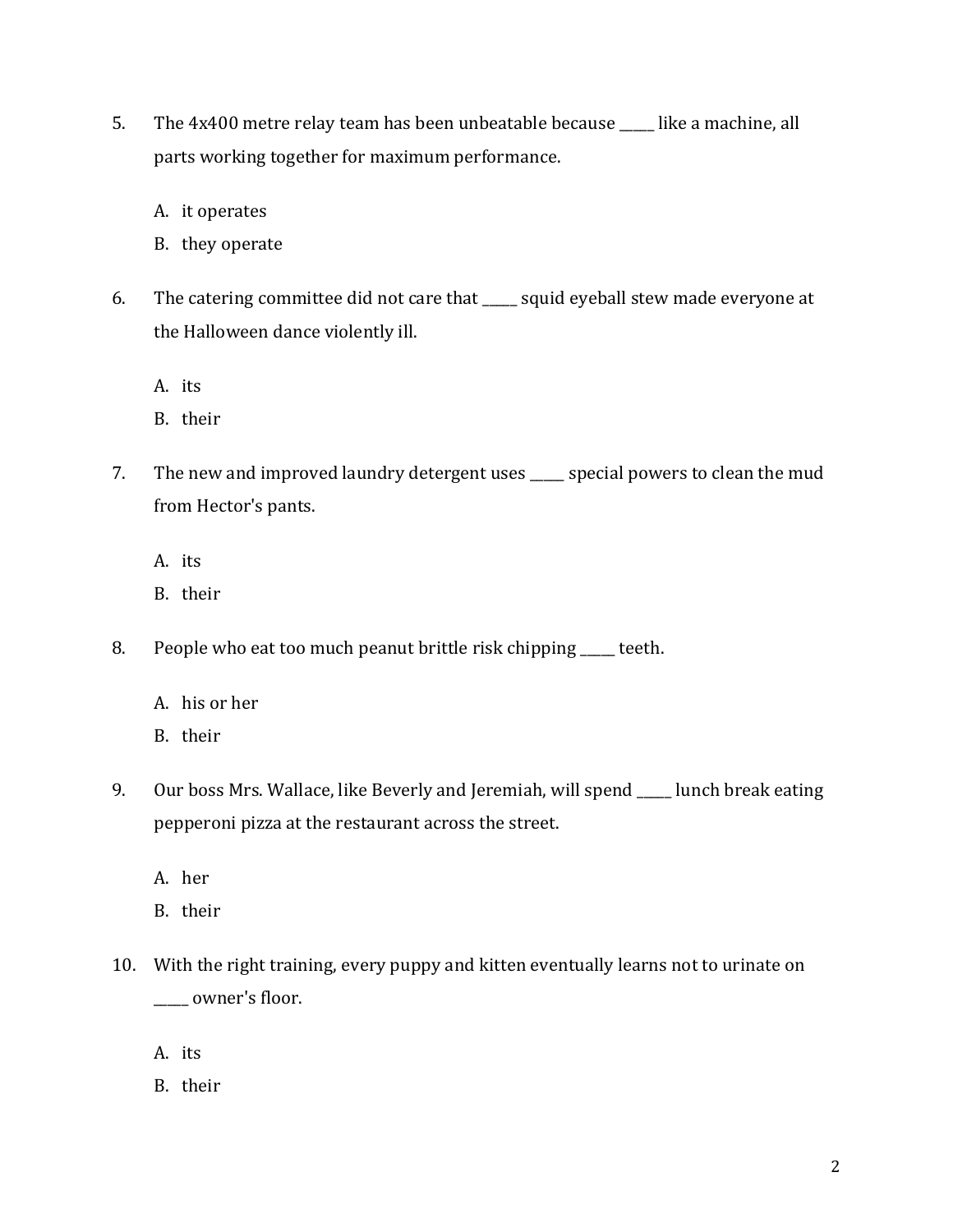5. The 4x400 metre relay team has been unbeatable because _____ like a machine, all parts working together for maximum performance.

   A. it operates
   B. they operate

6. The catering committee did not care that _____ squid eyeball stew made everyone at the Halloween dance violently ill.

   A. its
   B. their

7. The new and improved laundry detergent uses _____ special powers to clean the mud from Hector's pants.

   A. its
   B. their

8. People who eat too much peanut brittle risk chipping _____ teeth.

   A. his or her
   B. their

9. Our boss Mrs. Wallace, like Beverly and Jeremiah, will spend _____ lunch break eating pepperoni pizza at the restaurant across the street.

   A. her
   B. their

10. With the right training, every puppy and kitten eventually learns not to urinate on _____ owner's floor.

    A. its
    B. their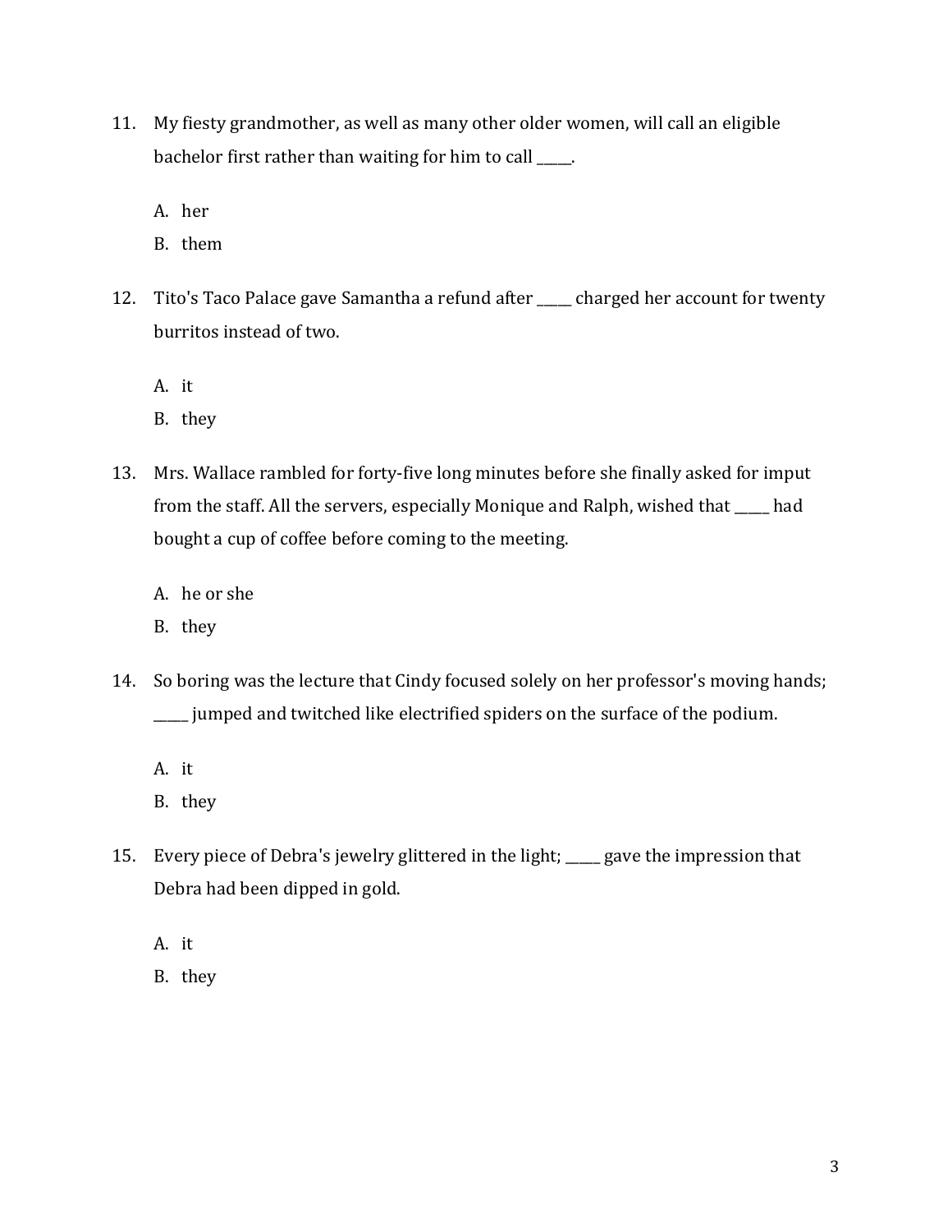11. My fiesty grandmother, as well as many other older women, will call an eligible bachelor first rather than waiting for him to call _____.

    A. her
    B. them

12. Tito's Taco Palace gave Samantha a refund after _____ charged her account for twenty burritos instead of two.

    A. it
    B. they

13. Mrs. Wallace rambled for forty-five long minutes before she finally asked for imput from the staff. All the servers, especially Monique and Ralph, wished that _____ had bought a cup of coffee before coming to the meeting.

    A. he or she
    B. they

14. So boring was the lecture that Cindy focused solely on her professor's moving hands; _____ jumped and twitched like electrified spiders on the surface of the podium.

    A. it
    B. they

15. Every piece of Debra's jewelry glittered in the light; _____ gave the impression that Debra had been dipped in gold.

    A. it
    B. they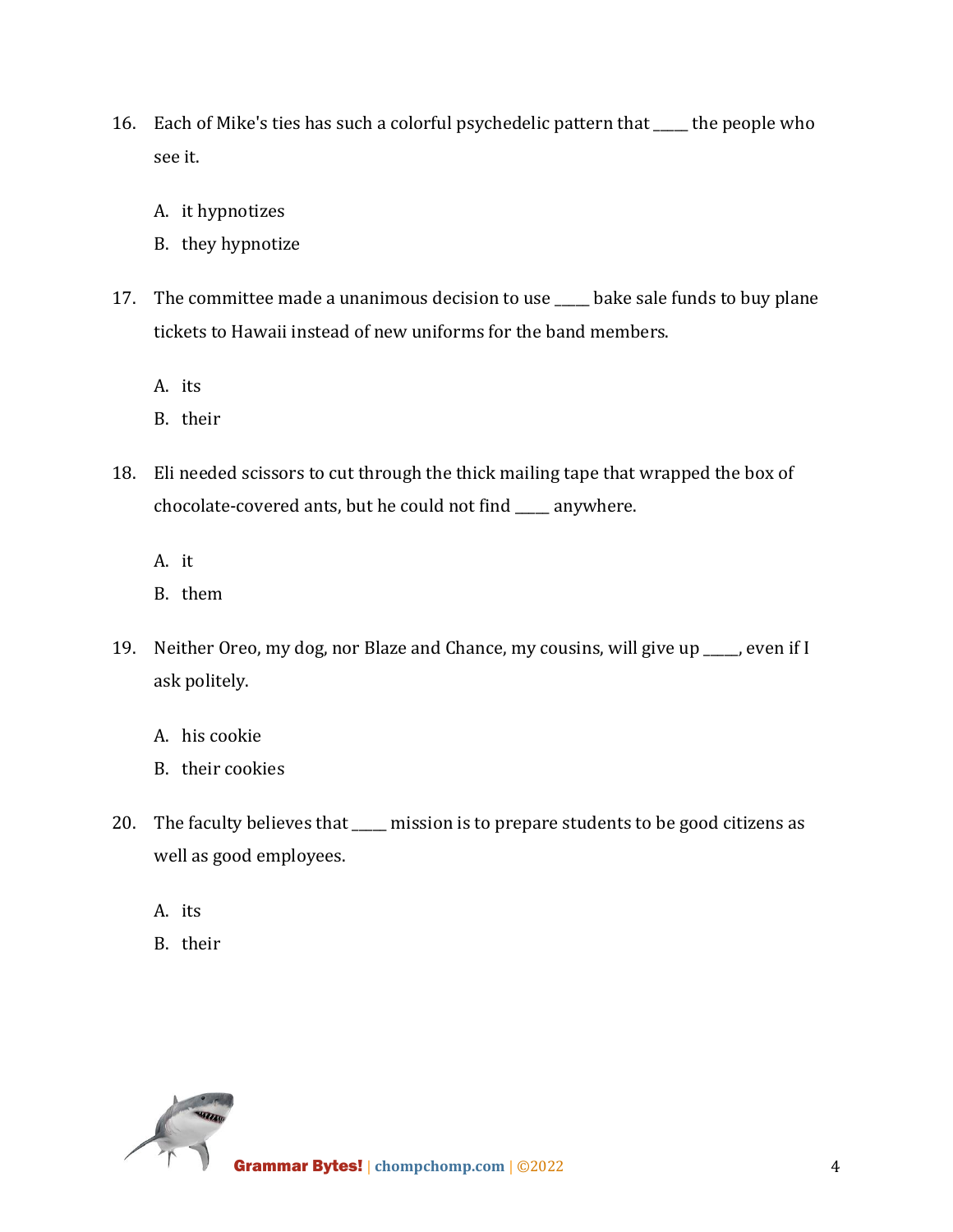16. Each of Mike's ties has such a colorful psychedelic pattern that _____ the people who see it.

    A. it hypnotizes

    B. they hypnotize

17. The committee made a unanimous decision to use _____ bake sale funds to buy plane tickets to Hawaii instead of new uniforms for the band members.

    A. its

    B. their

18. Eli needed scissors to cut through the thick mailing tape that wrapped the box of chocolate-covered ants, but he could not find _____ anywhere.

    A. it

    B. them

19. Neither Oreo, my dog, nor Blaze and Chance, my cousins, will give up _____, even if I ask politely.

    A. his cookie

    B. their cookies

20. The faculty believes that _____ mission is to prepare students to be good citizens as well as good employees.

    A. its

    B. their